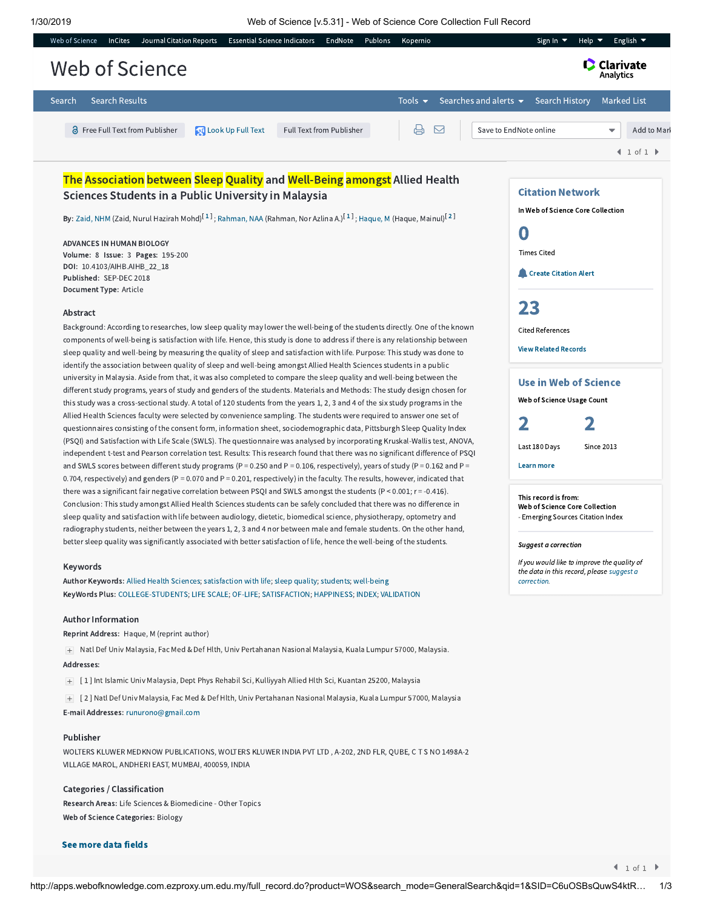# The Association between Sleep Quality and Well-Being amongst Allied Health Sciences Students in a Public University in Malaysia

**By:** Zaid, NHM (Zaid, Nurul Hazirah Mohd)[1]; Rahman, NAA (Rahman, Nor Azlina A.)[1]; Haque, M (Haque, Mainul)[2]

**ADVANCES IN HUMAN BIOLOGY**
**Volume:** 8 **Issue:** 3 **Pages:** 195-200
**DOI:** 10.4103/AIHB.AIHB_22_18
**Published:** SEP-DEC 2018
**Document Type:** Article

## Abstract

Background: According to researches, low sleep quality may lower the well-being of the students directly. One of the known components of well-being is satisfaction with life. Hence, this study is done to address if there is any relationship between sleep quality and well-being by measuring the quality of sleep and satisfaction with life. Purpose: This study was done to identify the association between quality of sleep and well-being amongst Allied Health Sciences students in a public university in Malaysia. Aside from that, it was also completed to compare the sleep quality and well-being between the different study programs, years of study and genders of the students. Materials and Methods: The study design chosen for this study was a cross-sectional study. A total of 120 students from the years 1, 2, 3 and 4 of the six study programs in the Allied Health Sciences faculty were selected by convenience sampling. The students were required to answer one set of questionnaires consisting of the consent form, information sheet, sociodemographic data, Pittsburgh Sleep Quality Index (PSQI) and Satisfaction with Life Scale (SWLS). The questionnaire was analysed by incorporating Kruskal-Wallis test, ANOVA, independent t-test and Pearson correlation test. Results: This research found that there was no significant difference of PSQI and SWLS scores between different study programs ($P = 0.250$ and $P = 0.106$, respectively), years of study ($P = 0.162$ and $P = 0.704$, respectively) and genders ($P = 0.070$ and $P = 0.201$, respectively) in the faculty. The results, however, indicated that there was a significant fair negative correlation between PSQI and SWLS amongst the students ($P < 0.001$; $r = -0.416$). Conclusion: This study amongst Allied Health Sciences students can be safely concluded that there was no difference in sleep quality and satisfaction with life between audiology, dietetic, biomedical science, physiotherapy, optometry and radiography students, neither between the years 1, 2, 3 and 4 nor between male and female students. On the other hand, better sleep quality was significantly associated with better satisfaction of life, hence the well-being of the students.

## Keywords

**Author Keywords:** Allied Health Sciences; satisfaction with life; sleep quality; students; well-being
**KeyWords Plus:** COLLEGE-STUDENTS; LIFE SCALE; OF-LIFE; SATISFACTION; HAPPINESS; INDEX; VALIDATION

## Author Information

**Reprint Address:** Haque, M (reprint author)

Natl Def Univ Malaysia, Fac Med & Def Hlth, Univ Pertahanan Nasional Malaysia, Kuala Lumpur 57000, Malaysia.

**Addresses:**

[1] Int Islamic Univ Malaysia, Dept Phys Rehabil Sci, Kulliyyah Allied Hlth Sci, Kuantan 25200, Malaysia

[2] Natl Def Univ Malaysia, Fac Med & Def Hlth, Univ Pertahanan Nasional Malaysia, Kuala Lumpur 57000, Malaysia

**E-mail Addresses:** runurono@gmail.com

## Publisher

WOLTERS KLUWER MEDKNOW PUBLICATIONS, WOLTERS KLUWER INDIA PVT LTD , A-202, 2ND FLR, QUBE, C T S NO 1498A-2 VILLAGE MAROL, ANDHERI EAST, MUMBAI, 400059, INDIA

## Categories / Classification

**Research Areas:** Life Sciences & Biomedicine - Other Topics
**Web of Science Categories:** Biology

**See more data fields**

## Citation Network

In Web of Science Core Collection

**0** Times Cited

Create Citation Alert

**23** Cited References

View Related Records

## Use in Web of Science

Web of Science Usage Count

**2** Last 180 Days

**2** Since 2013

Learn more

**This record is from:**
**Web of Science Core Collection**
- Emerging Sources Citation Index

***Suggest a correction***

*If you would like to improve the quality of the data in this record, please suggest a correction.*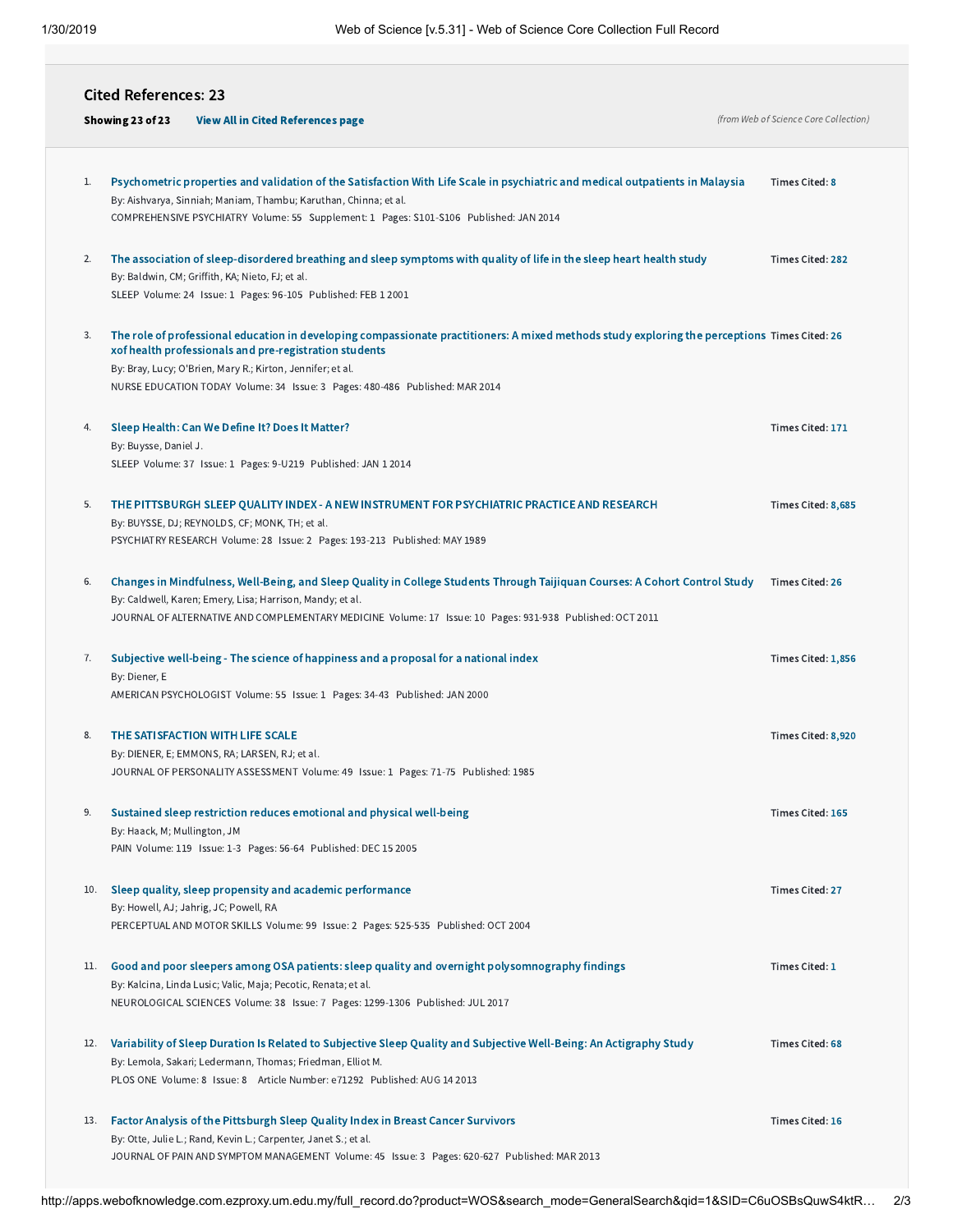## Cited References: 23

**Showing 23 of 23** **View All in Cited References page**

*(from Web of Science Core Collection)*

1. **Psychometric properties and validation of the Satisfaction With Life Scale in psychiatric and medical outpatients in Malaysia** Times Cited: 8
   By: Aishvarya, Sinniah; Maniam, Thambu; Karuthan, Chinna; et al.
   COMPREHENSIVE PSYCHIATRY Volume: 55 Supplement: 1 Pages: S101-S106 Published: JAN 2014

2. **The association of sleep-disordered breathing and sleep symptoms with quality of life in the sleep heart health study** Times Cited: 282
   By: Baldwin, CM; Griffith, KA; Nieto, FJ; et al.
   SLEEP Volume: 24 Issue: 1 Pages: 96-105 Published: FEB 1 2001

3. **The role of professional education in developing compassionate practitioners: A mixed methods study exploring the perceptions xof health professionals and pre-registration students** Times Cited: 26
   By: Bray, Lucy; O'Brien, Mary R.; Kirton, Jennifer; et al.
   NURSE EDUCATION TODAY Volume: 34 Issue: 3 Pages: 480-486 Published: MAR 2014

4. **Sleep Health: Can We Define It? Does It Matter?** Times Cited: 171
   By: Buysse, Daniel J.
   SLEEP Volume: 37 Issue: 1 Pages: 9-U219 Published: JAN 1 2014

5. **THE PITTSBURGH SLEEP QUALITY INDEX - A NEW INSTRUMENT FOR PSYCHIATRIC PRACTICE AND RESEARCH** Times Cited: 8,685
   By: BUYSSE, DJ; REYNOLDS, CF; MONK, TH; et al.
   PSYCHIATRY RESEARCH Volume: 28 Issue: 2 Pages: 193-213 Published: MAY 1989

6. **Changes in Mindfulness, Well-Being, and Sleep Quality in College Students Through Taijiquan Courses: A Cohort Control Study** Times Cited: 26
   By: Caldwell, Karen; Emery, Lisa; Harrison, Mandy; et al.
   JOURNAL OF ALTERNATIVE AND COMPLEMENTARY MEDICINE Volume: 17 Issue: 10 Pages: 931-938 Published: OCT 2011

7. **Subjective well-being - The science of happiness and a proposal for a national index** Times Cited: 1,856
   By: Diener, E
   AMERICAN PSYCHOLOGIST Volume: 55 Issue: 1 Pages: 34-43 Published: JAN 2000

8. **THE SATISFACTION WITH LIFE SCALE** Times Cited: 8,920
   By: DIENER, E; EMMONS, RA; LARSEN, RJ; et al.
   JOURNAL OF PERSONALITY ASSESSMENT Volume: 49 Issue: 1 Pages: 71-75 Published: 1985

9. **Sustained sleep restriction reduces emotional and physical well-being** Times Cited: 165
   By: Haack, M; Mullington, JM
   PAIN Volume: 119 Issue: 1-3 Pages: 56-64 Published: DEC 15 2005

10. **Sleep quality, sleep propensity and academic performance** Times Cited: 27
    By: Howell, AJ; Jahrig, JC; Powell, RA
    PERCEPTUAL AND MOTOR SKILLS Volume: 99 Issue: 2 Pages: 525-535 Published: OCT 2004

11. **Good and poor sleepers among OSA patients: sleep quality and overnight polysomnography findings** Times Cited: 1
    By: Kalcina, Linda Lusic; Valic, Maja; Pecotic, Renata; et al.
    NEUROLOGICAL SCIENCES Volume: 38 Issue: 7 Pages: 1299-1306 Published: JUL 2017

12. **Variability of Sleep Duration Is Related to Subjective Sleep Quality and Subjective Well-Being: An Actigraphy Study** Times Cited: 68
    By: Lemola, Sakari; Ledermann, Thomas; Friedman, Elliot M.
    PLOS ONE Volume: 8 Issue: 8 Article Number: e71292 Published: AUG 14 2013

13. **Factor Analysis of the Pittsburgh Sleep Quality Index in Breast Cancer Survivors** Times Cited: 16
    By: Otte, Julie L.; Rand, Kevin L.; Carpenter, Janet S.; et al.
    JOURNAL OF PAIN AND SYMPTOM MANAGEMENT Volume: 45 Issue: 3 Pages: 620-627 Published: MAR 2013